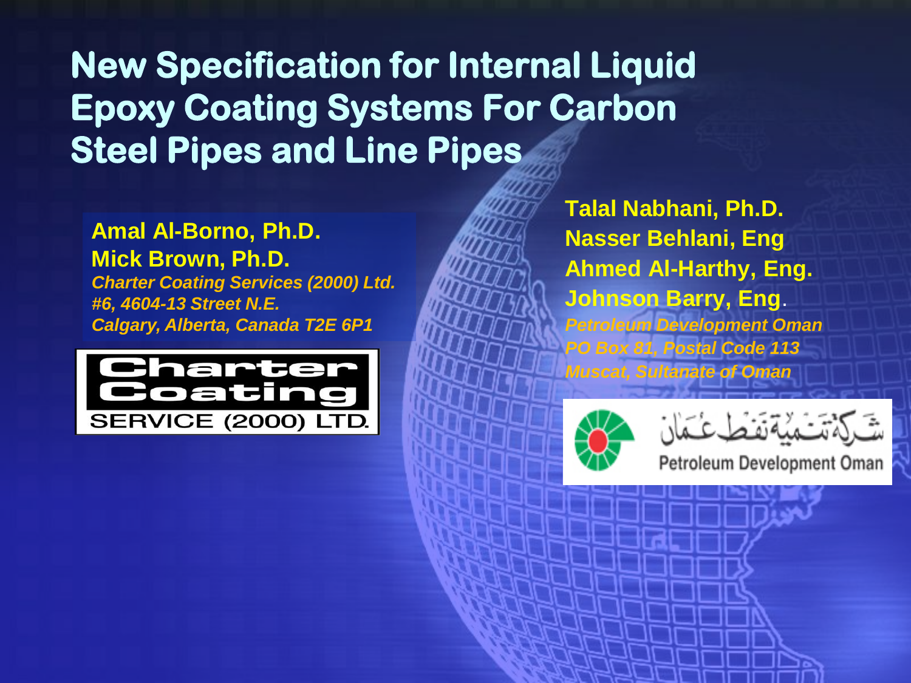# New Specification for Internal Liquid Epoxy Coating Systems For Carbon Steel Pipes and Line Pipes

**Amal Al-Borno, Ph.D.**
**Mick Brown, Ph.D.**
*Charter Coating Services (2000) Ltd.*
*#6, 4604-13 Street N.E.*
*Calgary, Alberta, Canada T2E 6P1*

Charter Coating SERVICE (2000) LTD.

**Talal Nabhani, Ph.D.**
**Nasser Behlani, Eng**
**Ahmed Al-Harthy, Eng.**
**Johnson Barry, Eng.**
*Petroleum Development Oman*
*PO Box 81, Postal Code 113*
*Muscat, Sultanate of Oman*

شركة تنمية نفط عمان
Petroleum Development Oman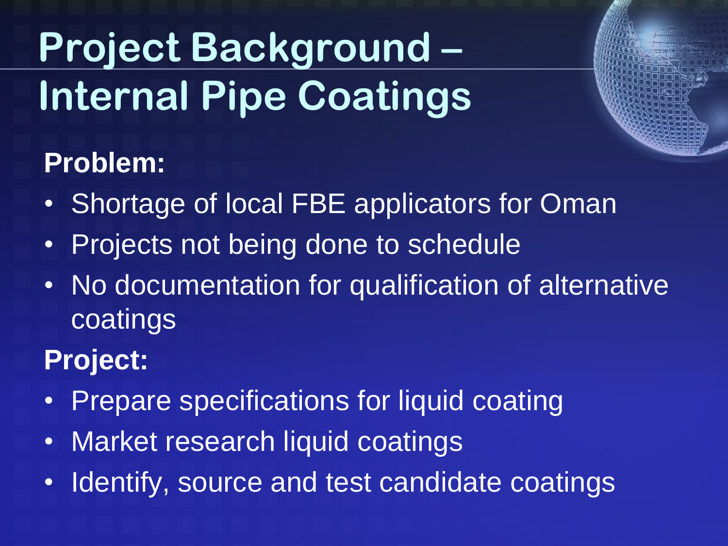# Project Background – Internal Pipe Coatings

**Problem:**

- Shortage of local FBE applicators for Oman
- Projects not being done to schedule
- No documentation for qualification of alternative coatings

**Project:**

- Prepare specifications for liquid coating
- Market research liquid coatings
- Identify, source and test candidate coatings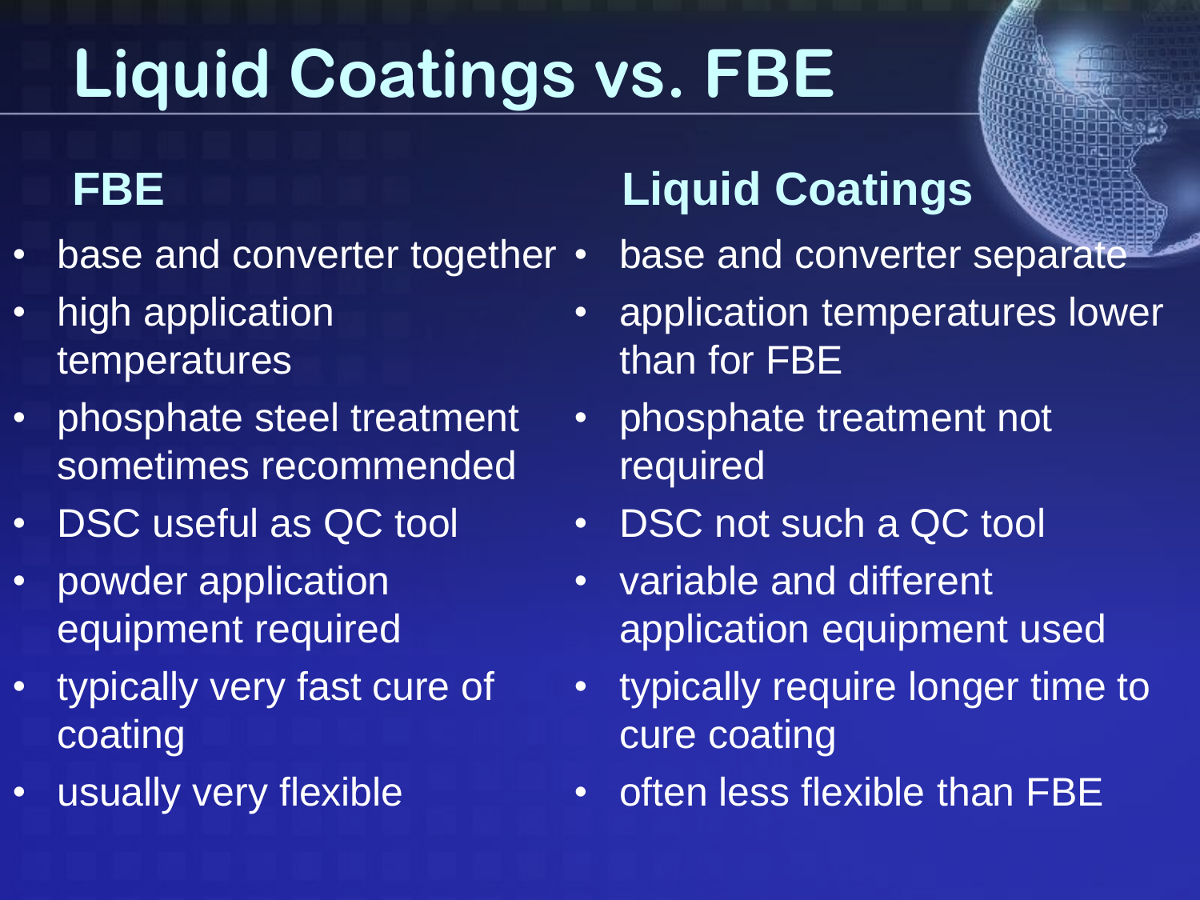# Liquid Coatings vs. FBE

## FBE

- base and converter together
- high application temperatures
- phosphate steel treatment sometimes recommended
- DSC useful as QC tool
- powder application equipment required
- typically very fast cure of coating
- usually very flexible

## Liquid Coatings

- base and converter separate
- application temperatures lower than for FBE
- phosphate treatment not required
- DSC not such a QC tool
- variable and different application equipment used
- typically require longer time to cure coating
- often less flexible than FBE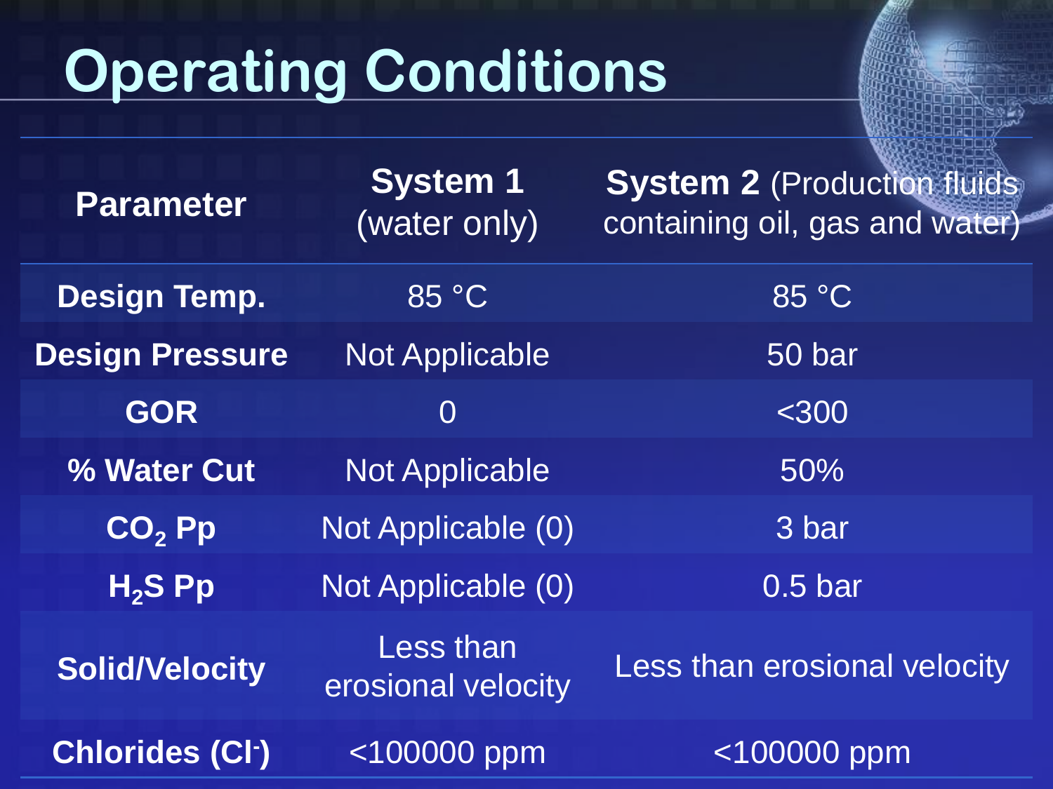# Operating Conditions

| Parameter | System 1 (water only) | System 2 (Production fluids containing oil, gas and water) |
|---|---|---|
| Design Temp. | 85 °C | 85 °C |
| Design Pressure | Not Applicable | 50 bar |
| GOR | 0 | <300 |
| % Water Cut | Not Applicable | 50% |
| $CO_2$ Pp | Not Applicable (0) | 3 bar |
| $H_2S$ Pp | Not Applicable (0) | 0.5 bar |
| Solid/Velocity | Less than erosional velocity | Less than erosional velocity |
| Chlorides ($Cl^-$) | <100000 ppm | <100000 ppm |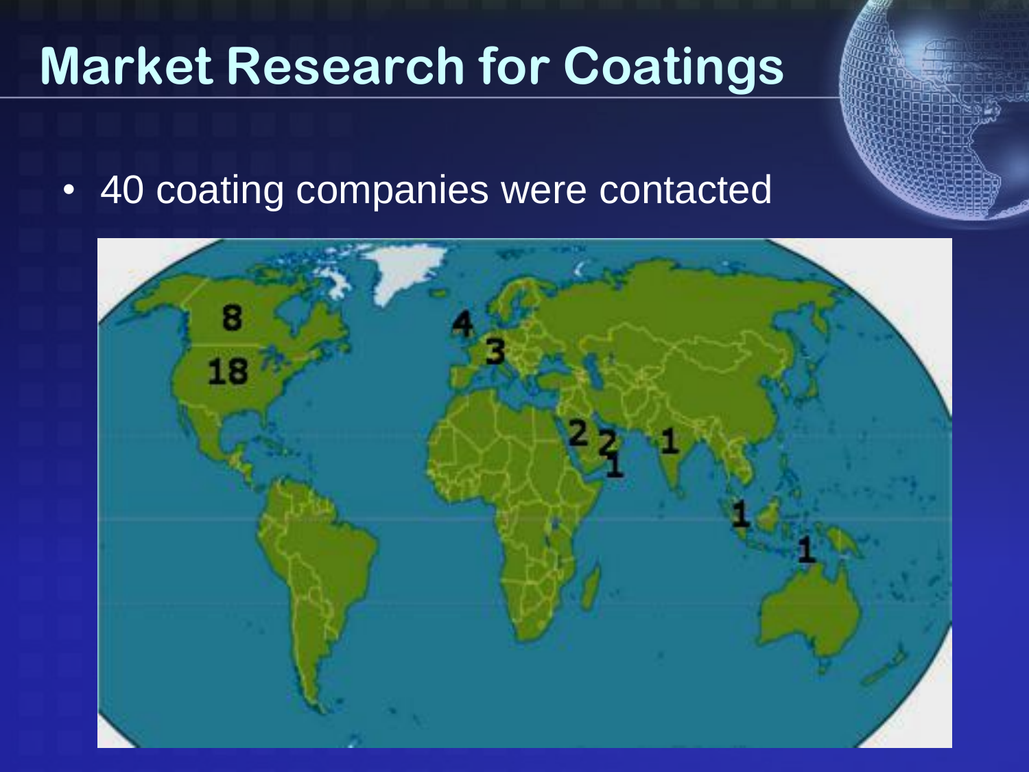# Market Research for Coatings

- 40 coating companies were contacted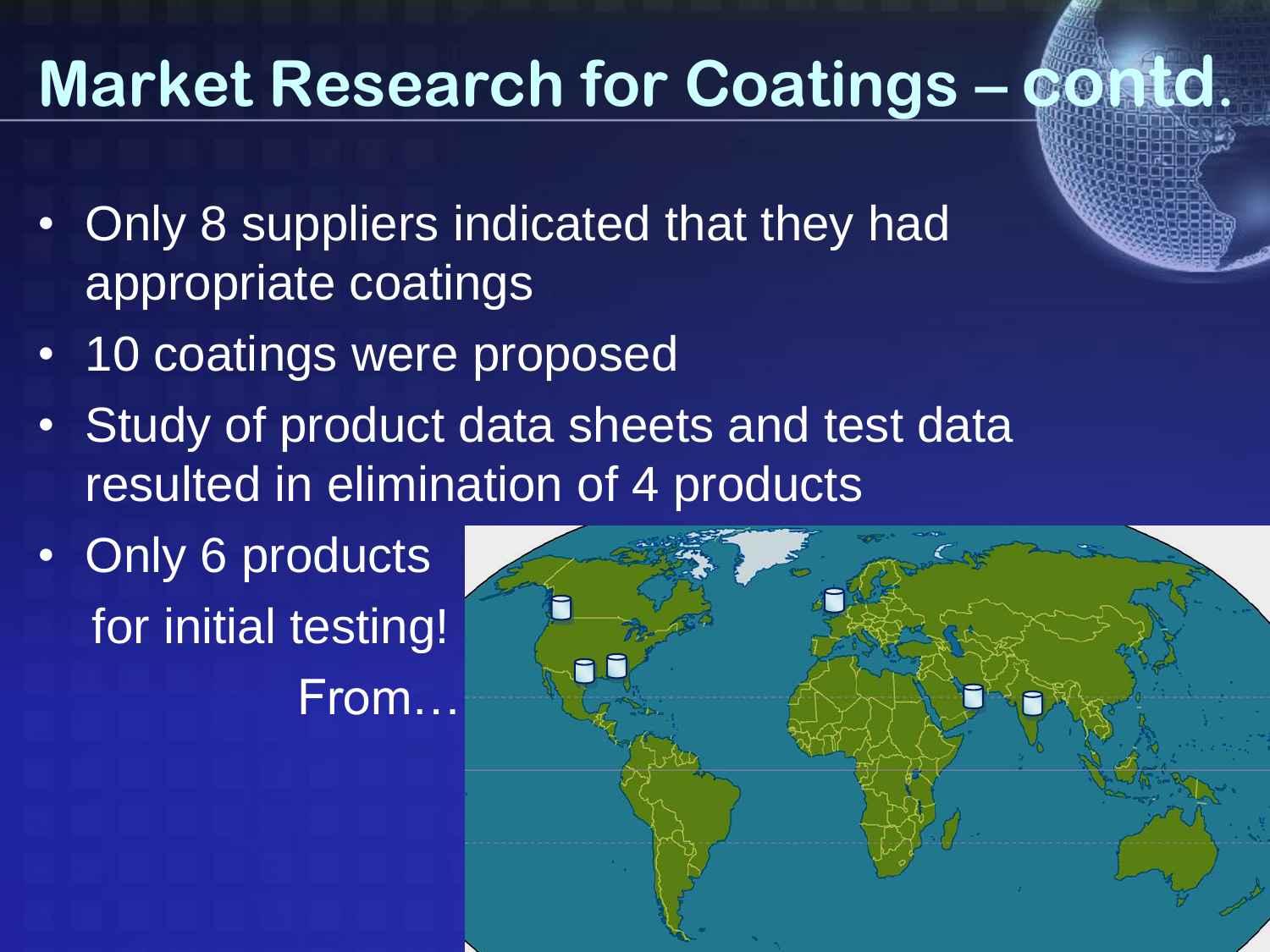# Market Research for Coatings – contd.

- Only 8 suppliers indicated that they had appropriate coatings
- 10 coatings were proposed
- Study of product data sheets and test data resulted in elimination of 4 products
- Only 6 products for initial testing! From…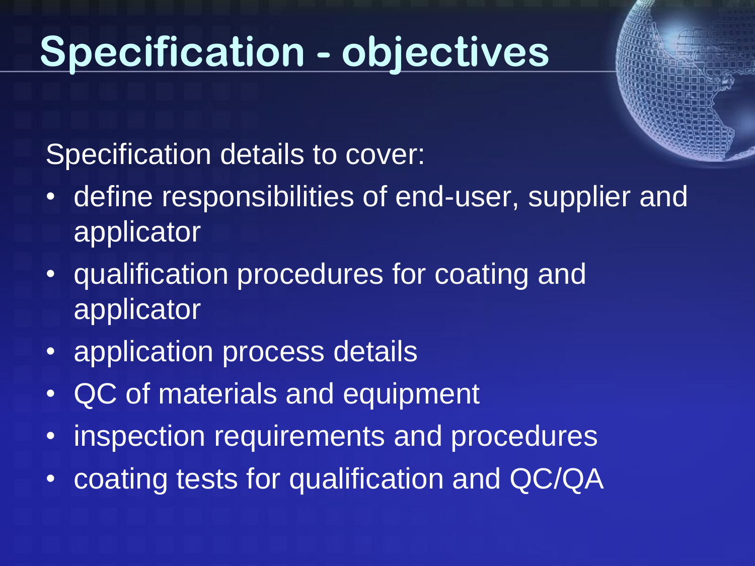# Specification - objectives

Specification details to cover:

- define responsibilities of end-user, supplier and applicator
- qualification procedures for coating and applicator
- application process details
- QC of materials and equipment
- inspection requirements and procedures
- coating tests for qualification and QC/QA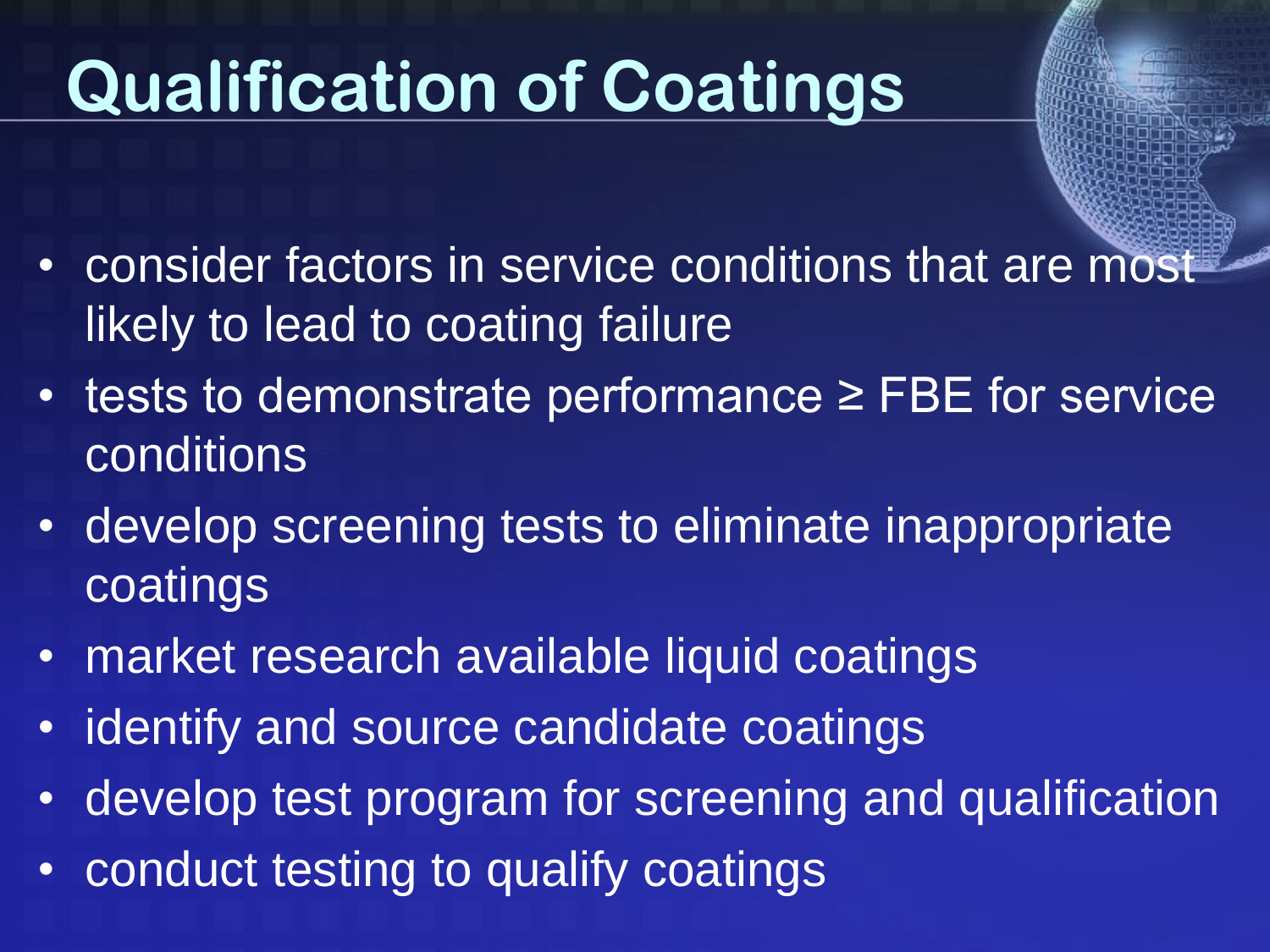# Qualification of Coatings

- consider factors in service conditions that are most likely to lead to coating failure
- tests to demonstrate performance ≥ FBE for service conditions
- develop screening tests to eliminate inappropriate coatings
- market research available liquid coatings
- identify and source candidate coatings
- develop test program for screening and qualification
- conduct testing to qualify coatings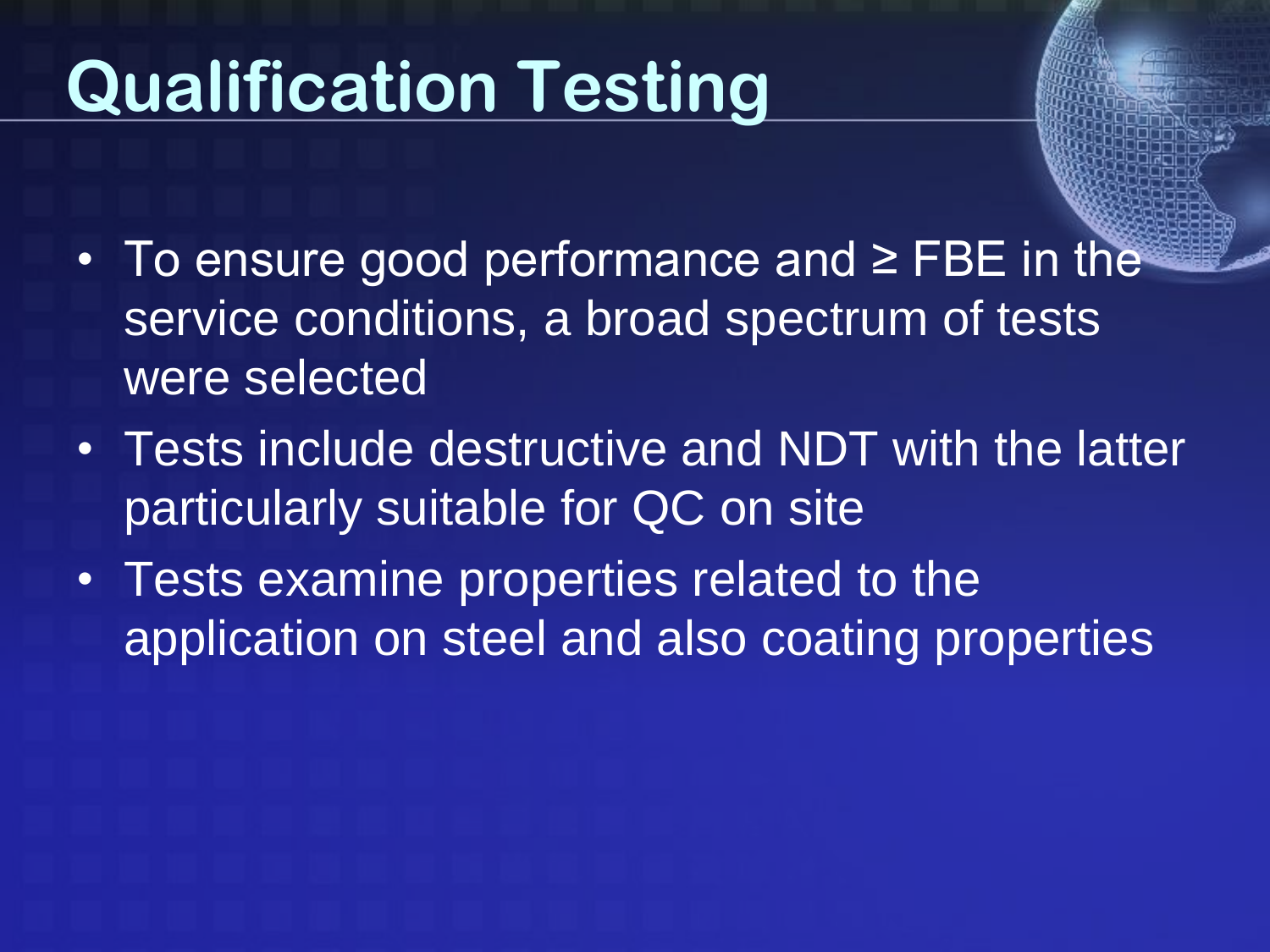# Qualification Testing

- To ensure good performance and ≥ FBE in the service conditions, a broad spectrum of tests were selected
- Tests include destructive and NDT with the latter particularly suitable for QC on site
- Tests examine properties related to the application on steel and also coating properties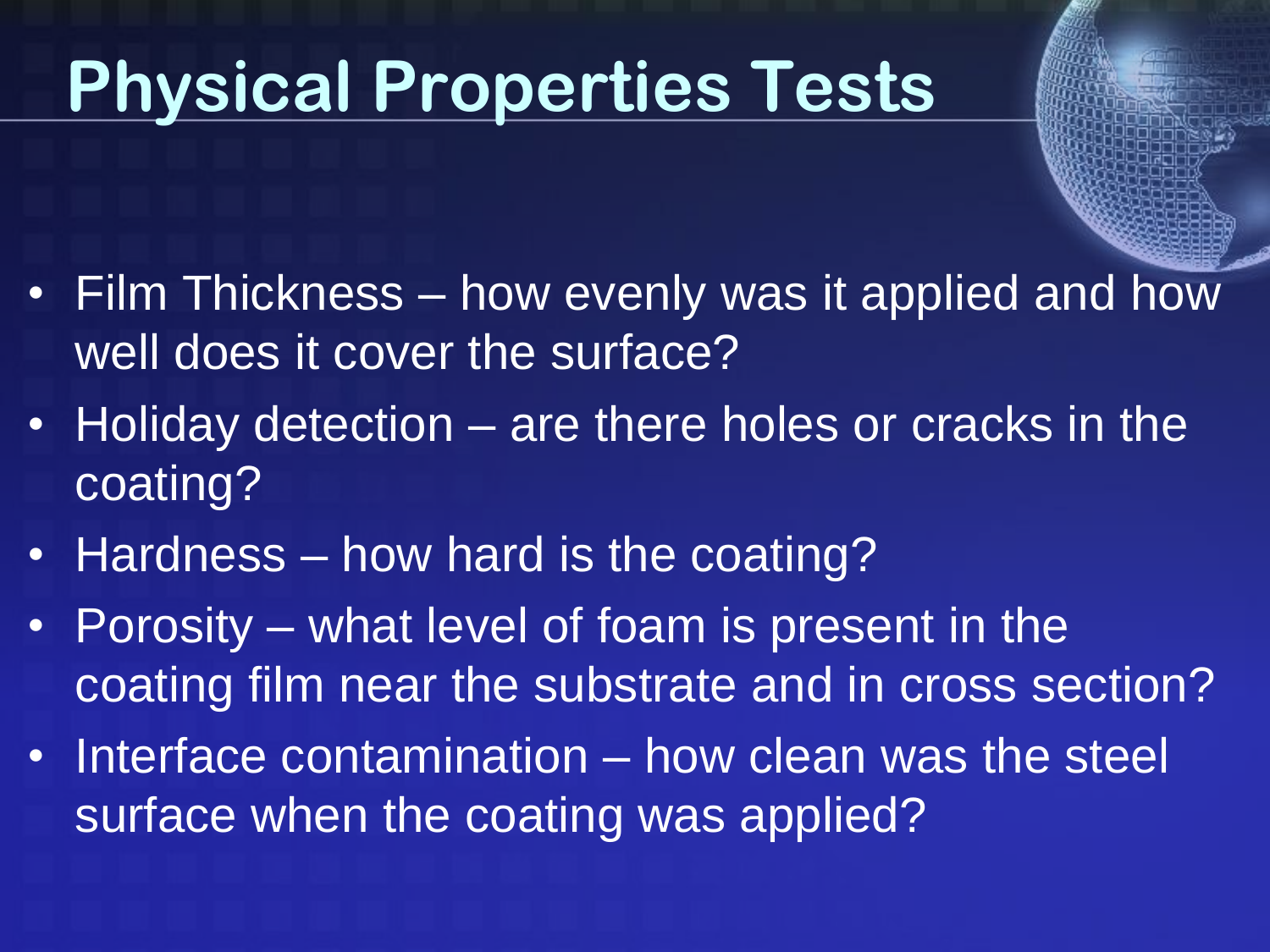# Physical Properties Tests

- Film Thickness – how evenly was it applied and how well does it cover the surface?
- Holiday detection – are there holes or cracks in the coating?
- Hardness – how hard is the coating?
- Porosity – what level of foam is present in the coating film near the substrate and in cross section?
- Interface contamination – how clean was the steel surface when the coating was applied?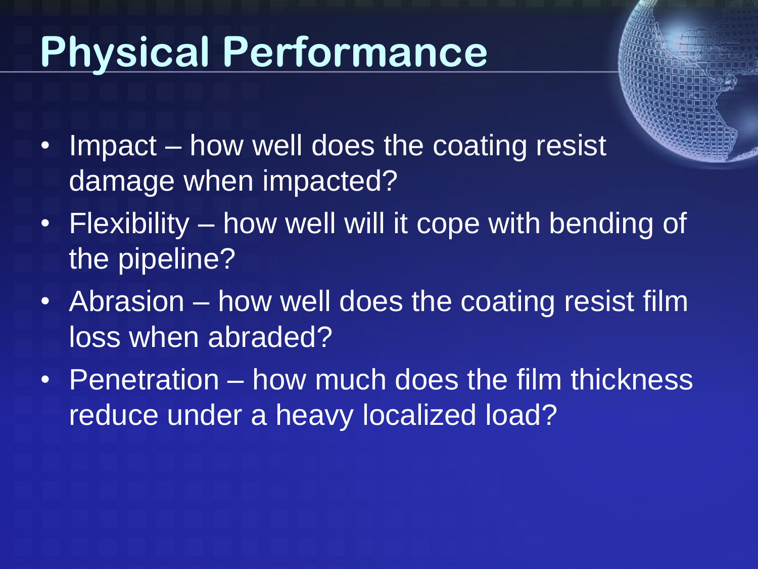# Physical Performance

- Impact – how well does the coating resist damage when impacted?
- Flexibility – how well will it cope with bending of the pipeline?
- Abrasion – how well does the coating resist film loss when abraded?
- Penetration – how much does the film thickness reduce under a heavy localized load?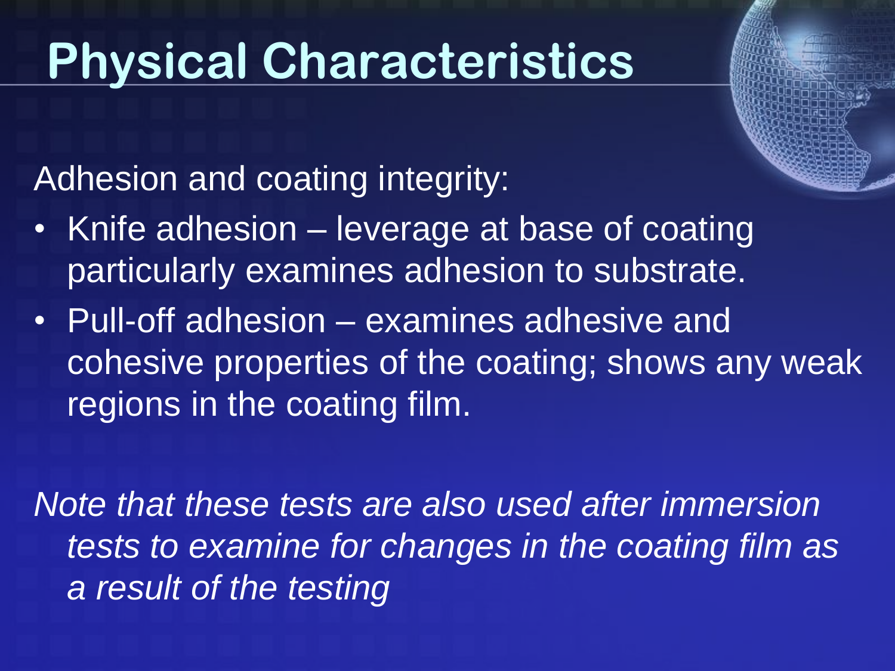# Physical Characteristics

Adhesion and coating integrity:

- Knife adhesion – leverage at base of coating particularly examines adhesion to substrate.
- Pull-off adhesion – examines adhesive and cohesive properties of the coating; shows any weak regions in the coating film.

*Note that these tests are also used after immersion tests to examine for changes in the coating film as a result of the testing*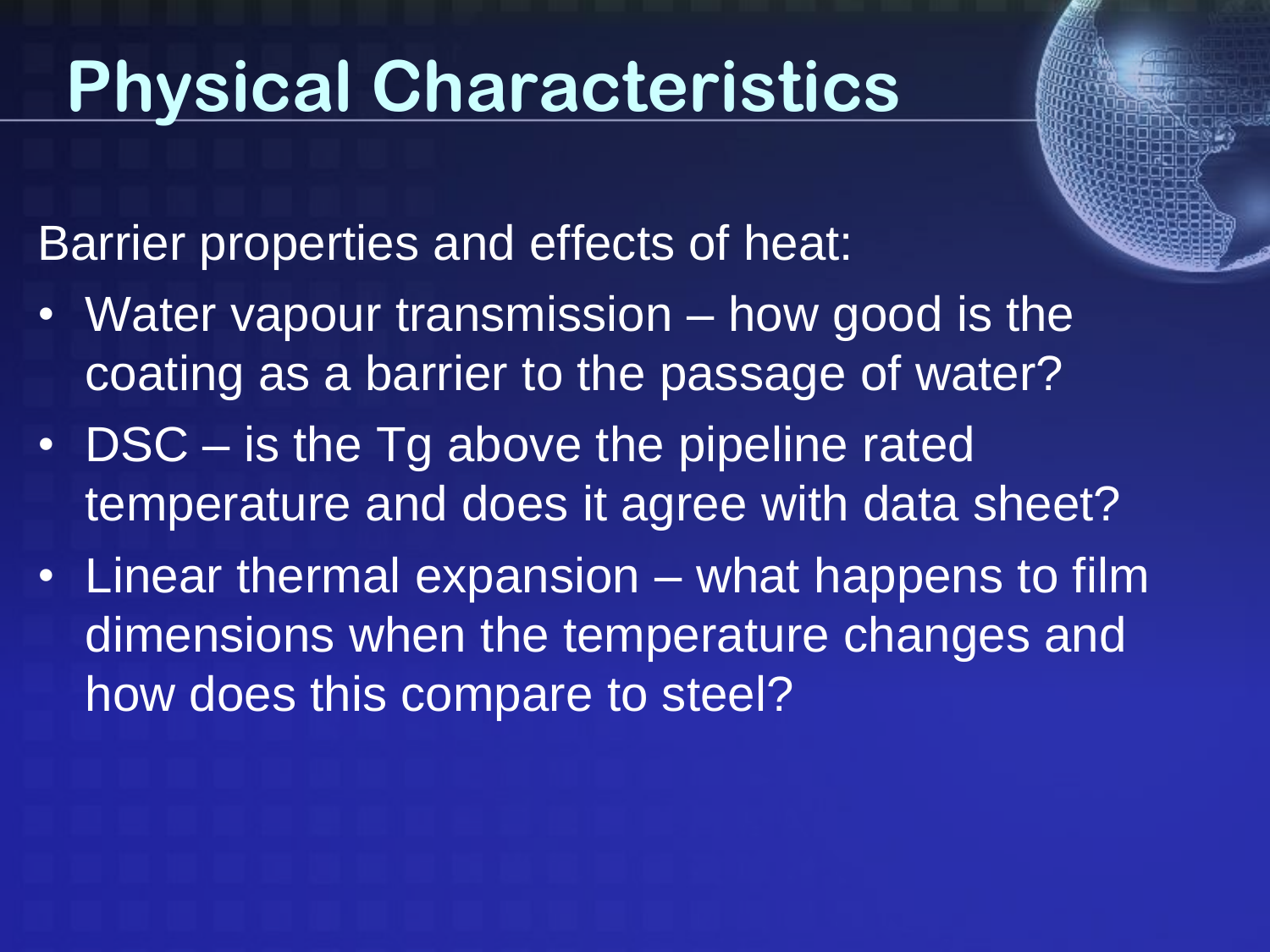# Physical Characteristics

Barrier properties and effects of heat:

- Water vapour transmission – how good is the coating as a barrier to the passage of water?
- DSC – is the Tg above the pipeline rated temperature and does it agree with data sheet?
- Linear thermal expansion – what happens to film dimensions when the temperature changes and how does this compare to steel?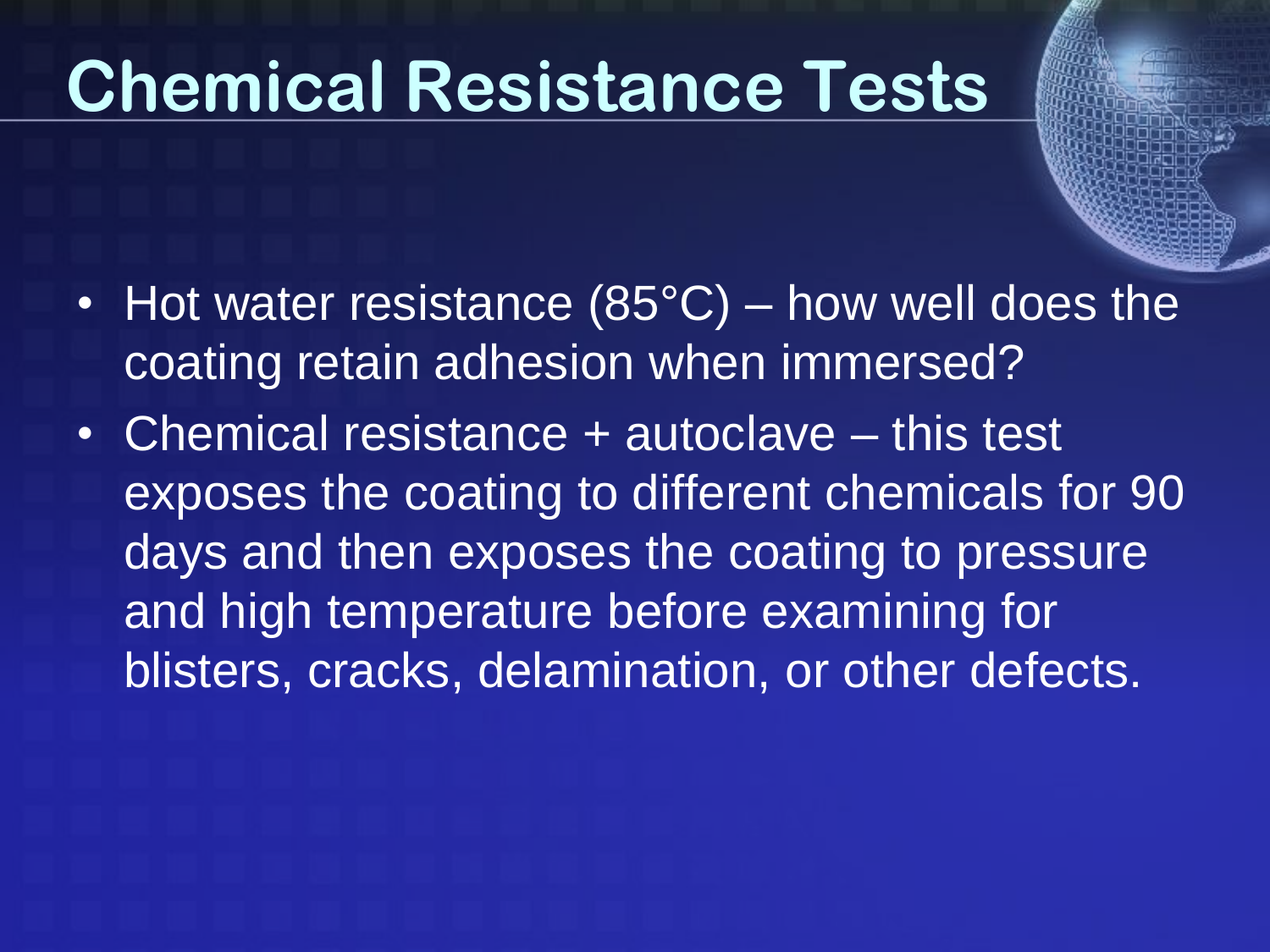# Chemical Resistance Tests

- Hot water resistance (85°C) – how well does the coating retain adhesion when immersed?
- Chemical resistance + autoclave – this test exposes the coating to different chemicals for 90 days and then exposes the coating to pressure and high temperature before examining for blisters, cracks, delamination, or other defects.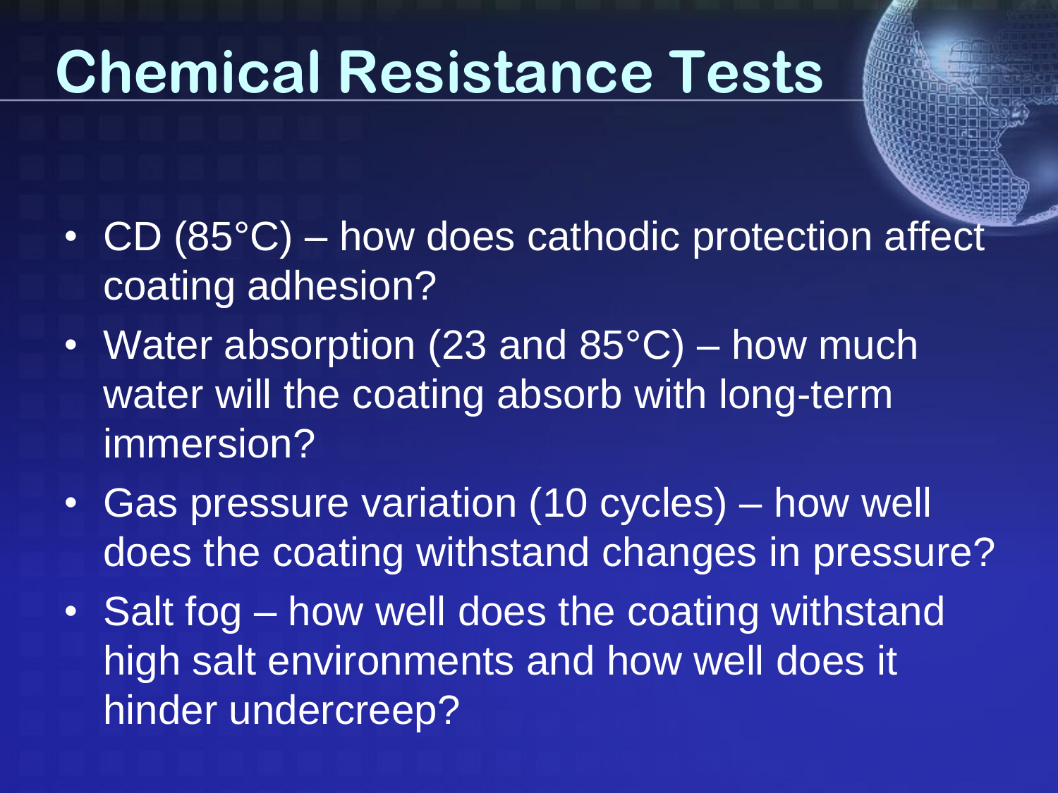# Chemical Resistance Tests

- CD (85°C) – how does cathodic protection affect coating adhesion?
- Water absorption (23 and 85°C) – how much water will the coating absorb with long-term immersion?
- Gas pressure variation (10 cycles) – how well does the coating withstand changes in pressure?
- Salt fog – how well does the coating withstand high salt environments and how well does it hinder undercreep?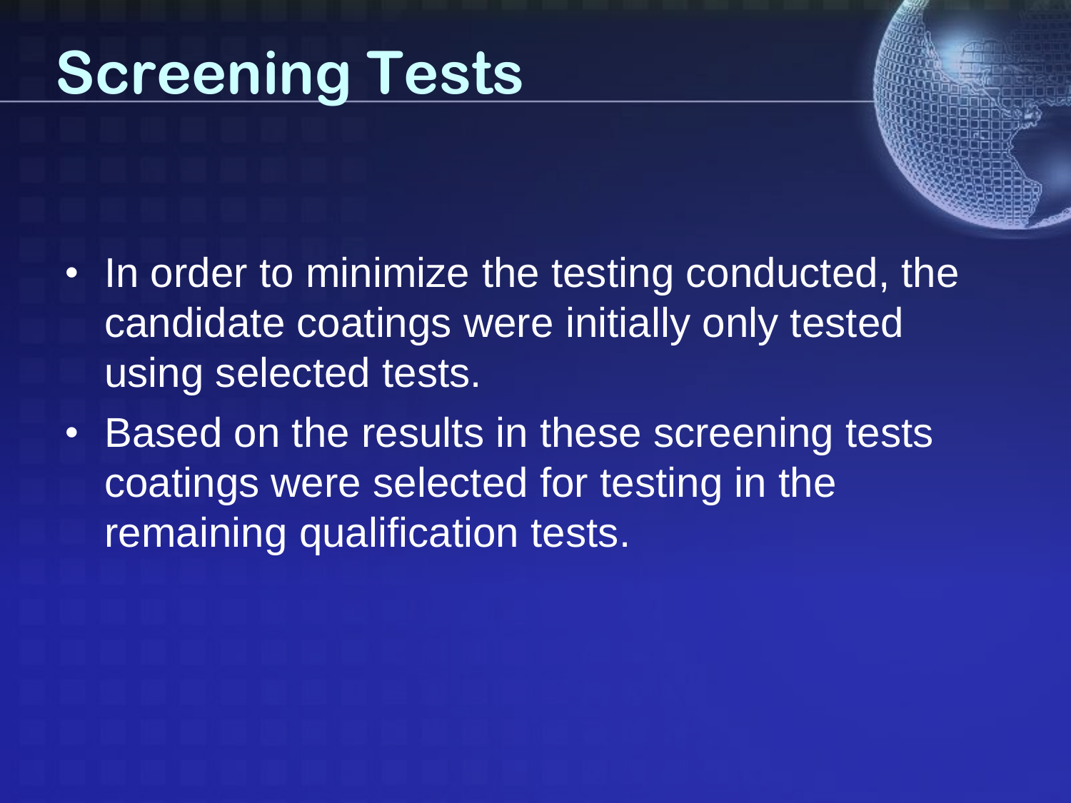# Screening Tests

- In order to minimize the testing conducted, the candidate coatings were initially only tested using selected tests.
- Based on the results in these screening tests coatings were selected for testing in the remaining qualification tests.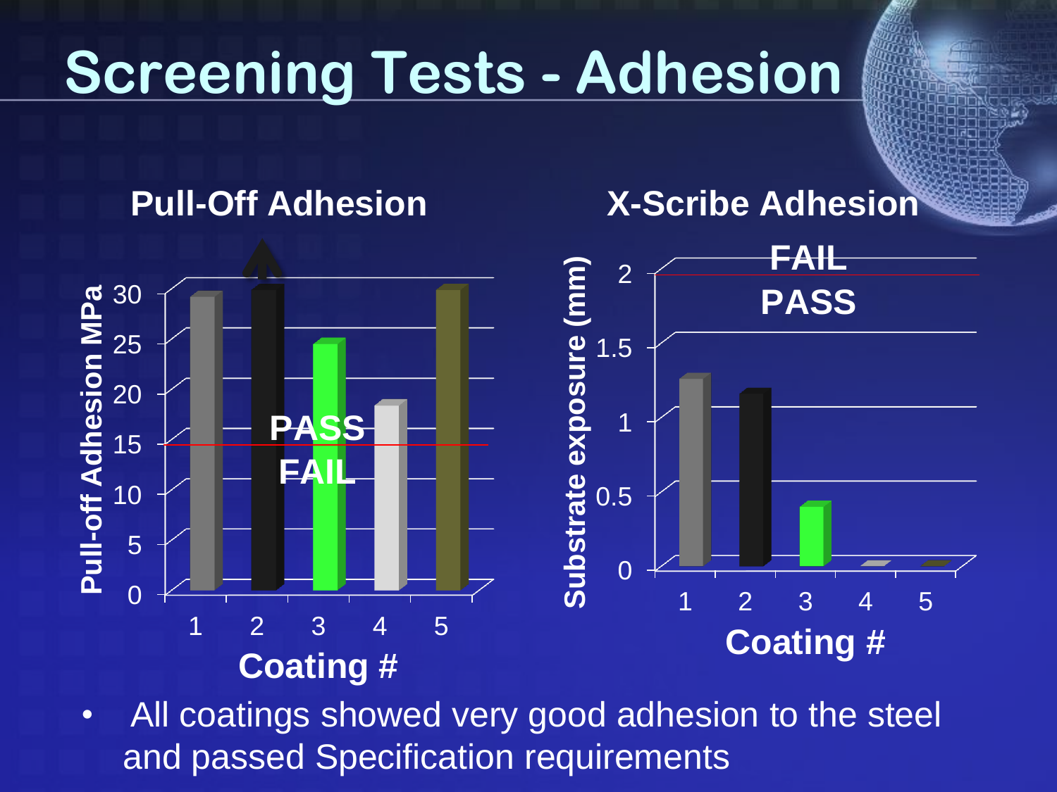# Screening Tests - Adhesion

**Pull-Off Adhesion**

**X-Scribe Adhesion**

- All coatings showed very good adhesion to the steel and passed Specification requirements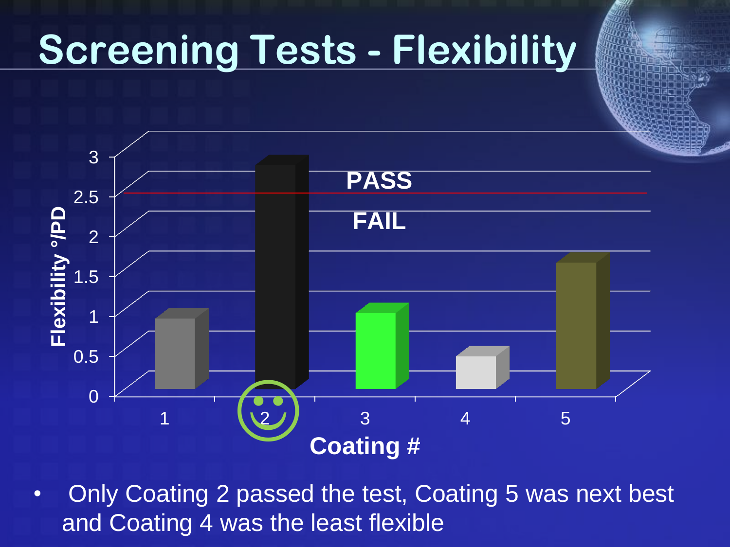# Screening Tests - Flexibility

- Only Coating 2 passed the test, Coating 5 was next best and Coating 4 was the least flexible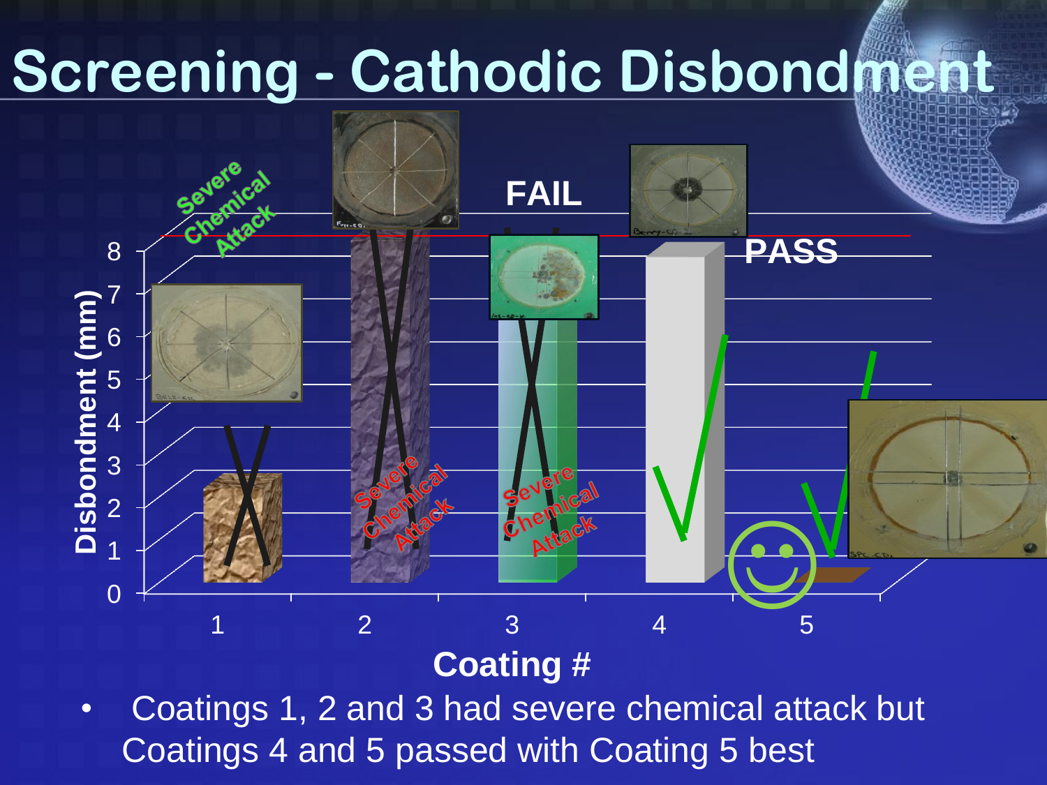# Screening - Cathodic Disbondment

Disbondment (mm)

Coating #

FAIL

PASS

Severe Chemical Attack

- Coatings 1, 2 and 3 had severe chemical attack but Coatings 4 and 5 passed with Coating 5 best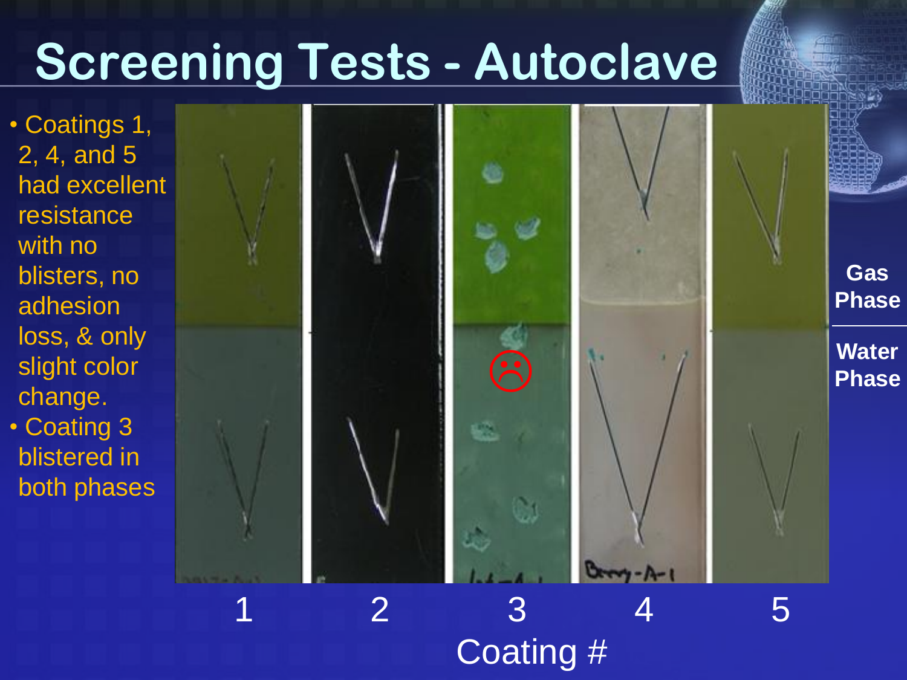# Screening Tests - Autoclave

- Coatings 1, 2, 4, and 5 had excellent resistance with no blisters, no adhesion loss, & only slight color change.
- Coating 3 blistered in both phases

Gas Phase

Water Phase

1 2 3 4 5

Coating #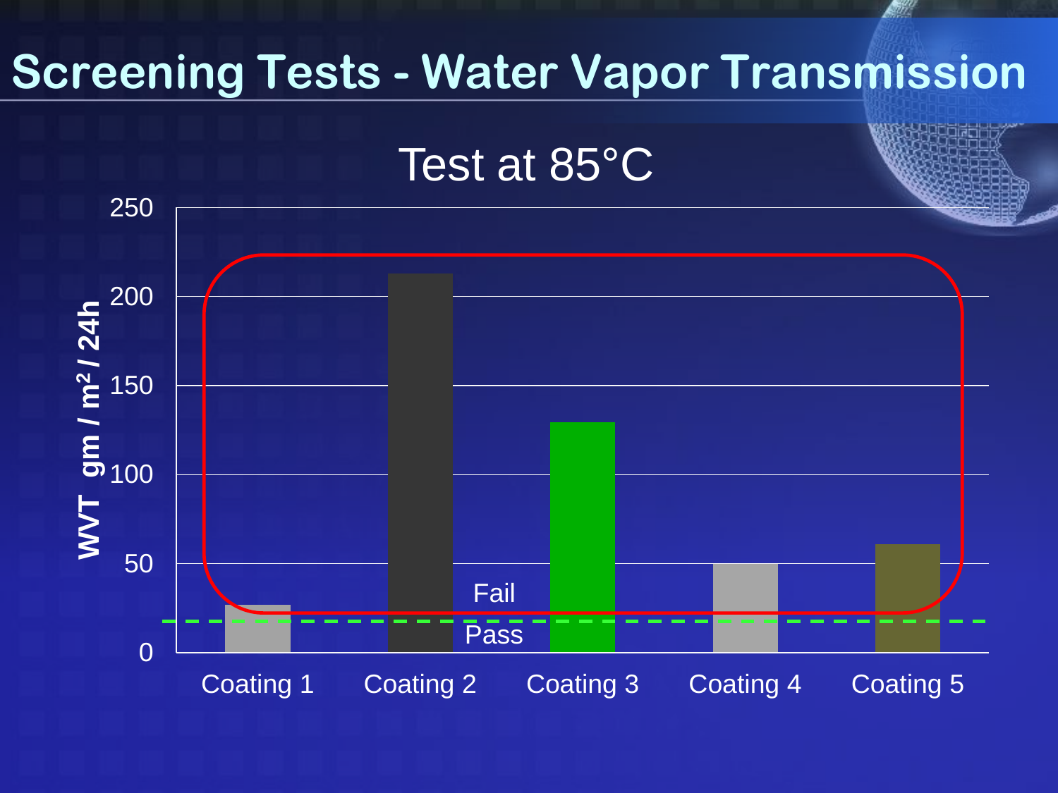# Screening Tests - Water Vapor Transmission

Test at 85°C

WVT gm / m² / 24h

250

200

150

100

50

0

Fail

Pass

Coating 1 | Coating 2 | Coating 3 | Coating 4 | Coating 5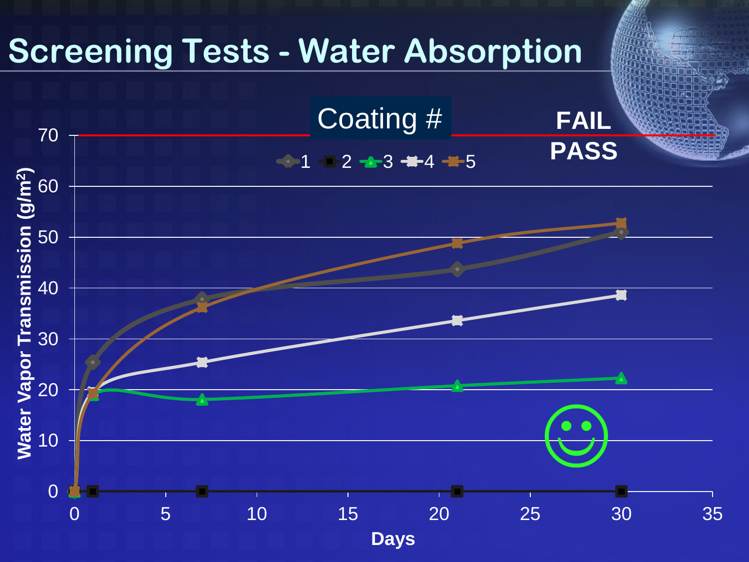# Screening Tests - Water Absorption

Coating #

Legend: 1, 2, 3, 4, 5

FAIL

PASS

Water Vapor Transmission ($g/m^2$)

Days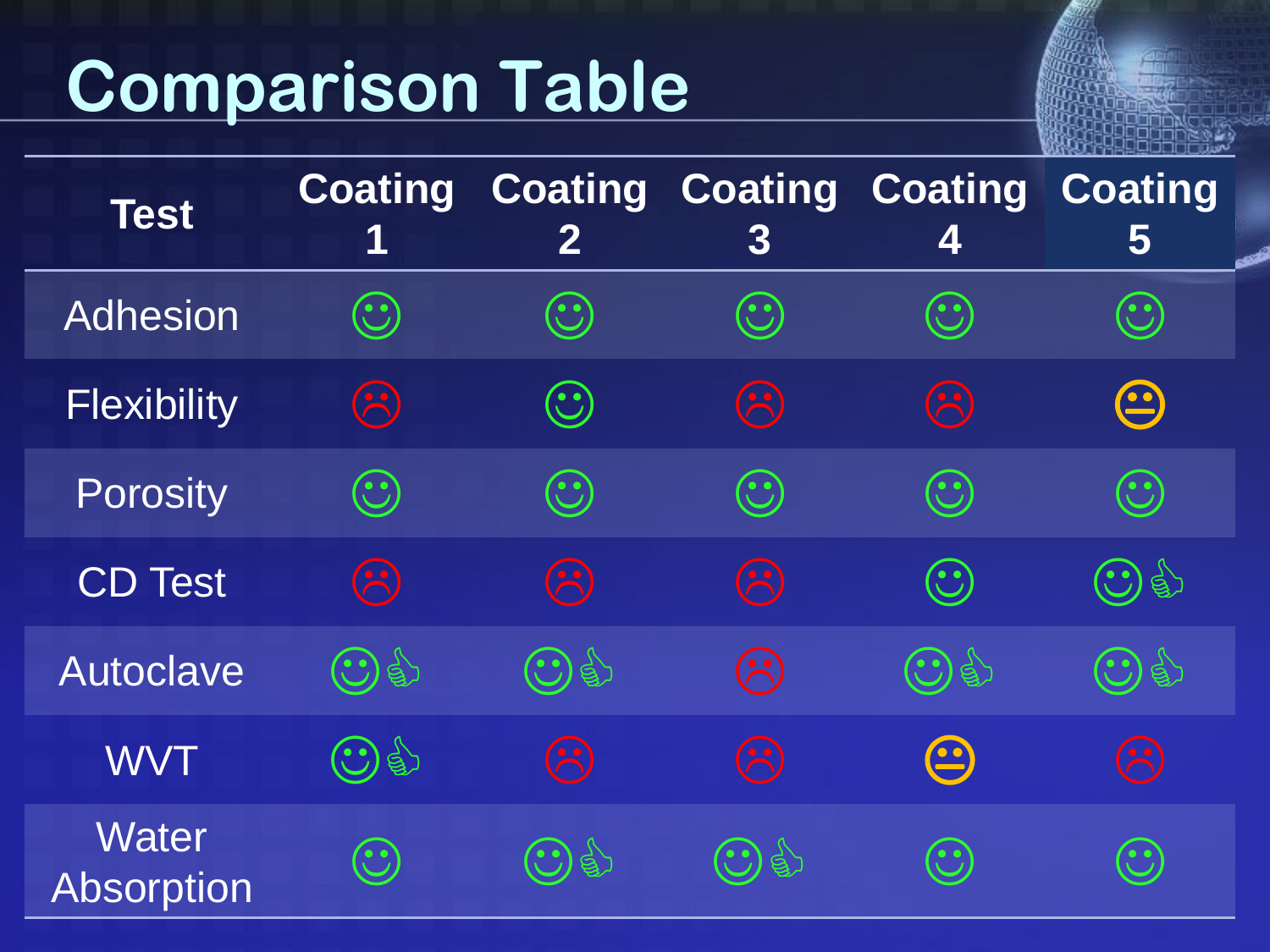# Comparison Table

| Test | Coating 1 | Coating 2 | Coating 3 | Coating 4 | Coating 5 |
| --- | --- | --- | --- | --- | --- |
| Adhesion | ☺ | ☺ | ☺ | ☺ | ☺ |
| Flexibility | ☹ | ☺ | ☹ | ☹ | 😐 |
| Porosity | ☺ | ☺ | ☺ | ☺ | ☺ |
| CD Test | ☹ | ☹ | ☹ | ☺ | ☺👍 |
| Autoclave | ☺👍 | ☺👍 | ☹ | ☺👍 | ☺👍 |
| WVT | ☺👍 | ☹ | ☹ | 😐 | ☹ |
| Water Absorption | ☺ | ☺👍 | ☺👍 | ☺ | ☺ |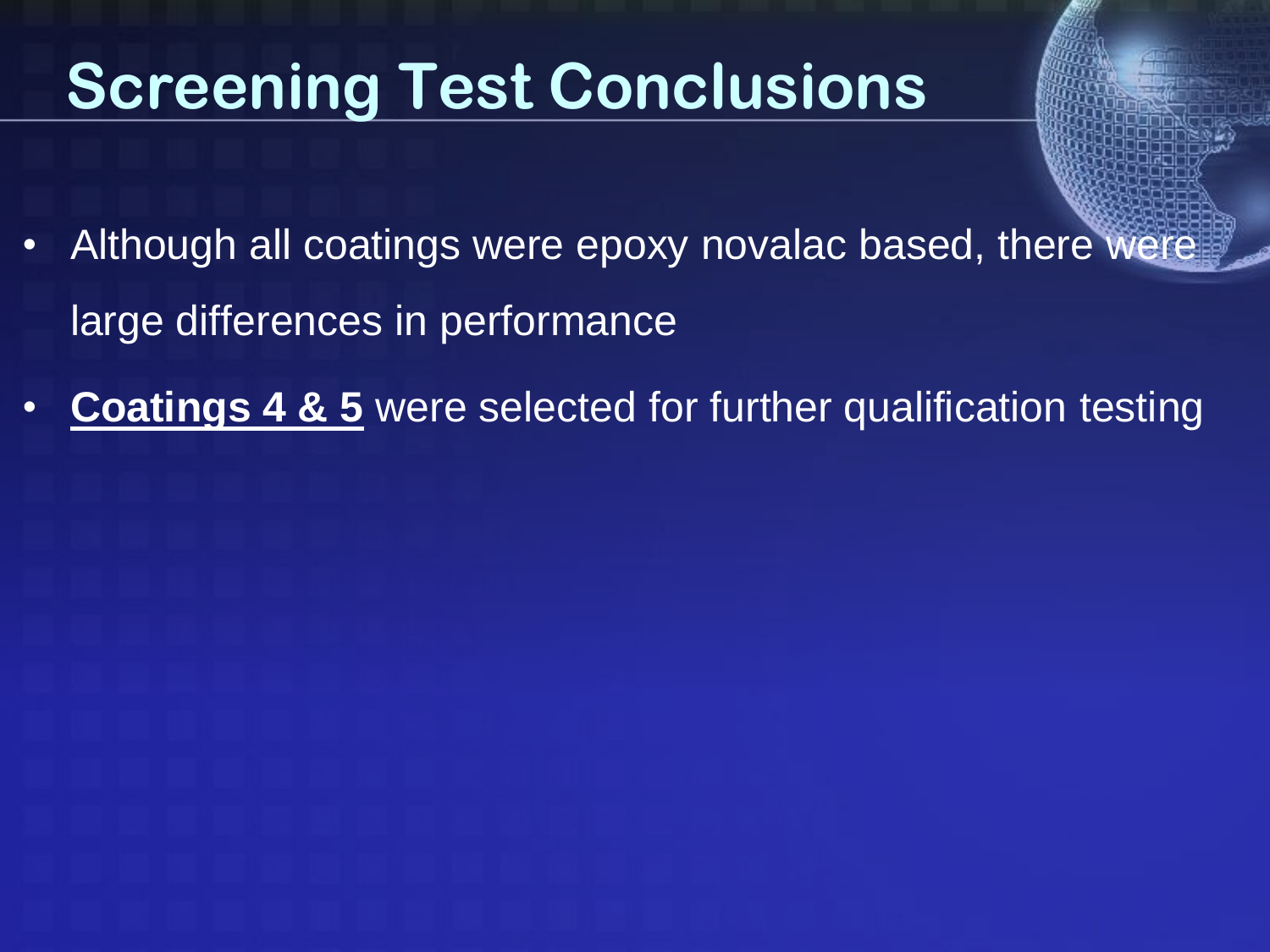# Screening Test Conclusions

- Although all coatings were epoxy novalac based, there were large differences in performance
- **<u>Coatings 4 & 5</u>** were selected for further qualification testing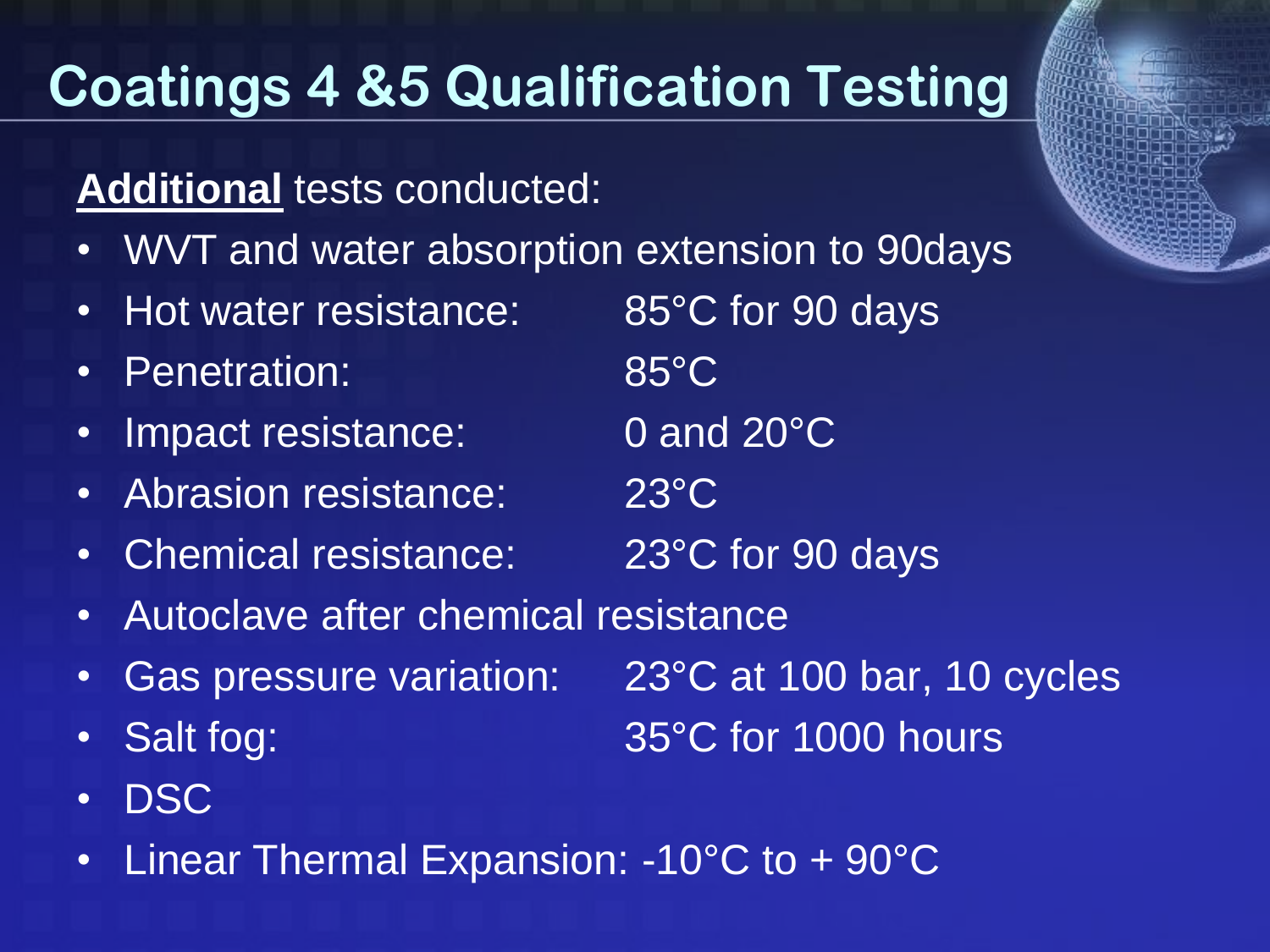# Coatings 4 &5 Qualification Testing

**Additional** tests conducted:

- WVT and water absorption extension to 90days
- Hot water resistance: 85°C for 90 days
- Penetration: 85°C
- Impact resistance: 0 and 20°C
- Abrasion resistance: 23°C
- Chemical resistance: 23°C for 90 days
- Autoclave after chemical resistance
- Gas pressure variation: 23°C at 100 bar, 10 cycles
- Salt fog: 35°C for 1000 hours
- DSC
- Linear Thermal Expansion: -10°C to + 90°C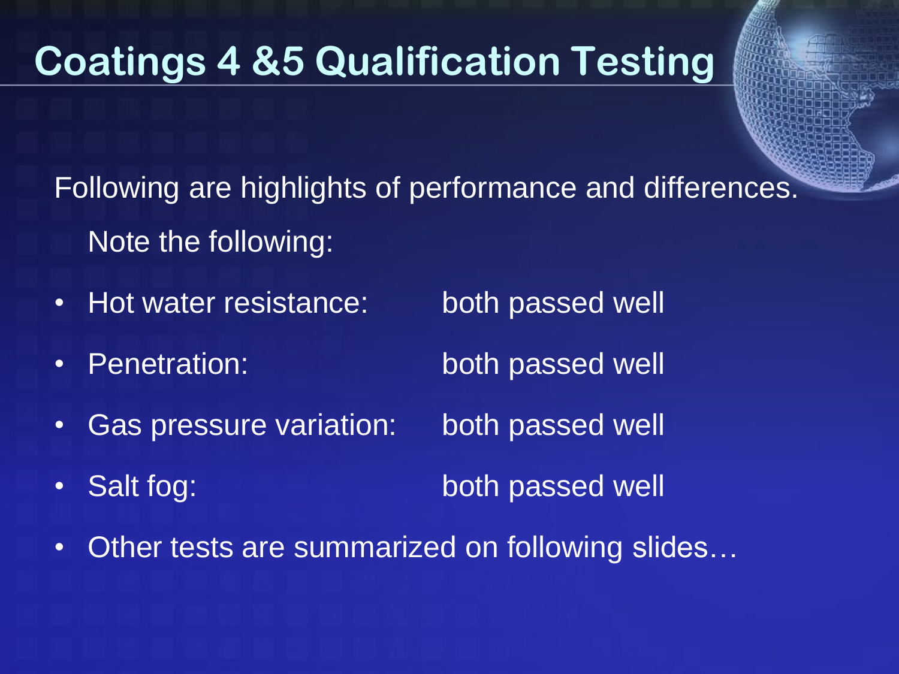# Coatings 4 &5 Qualification Testing

Following are highlights of performance and differences.

Note the following:

- Hot water resistance: both passed well
- Penetration: both passed well
- Gas pressure variation: both passed well
- Salt fog: both passed well
- Other tests are summarized on following slides…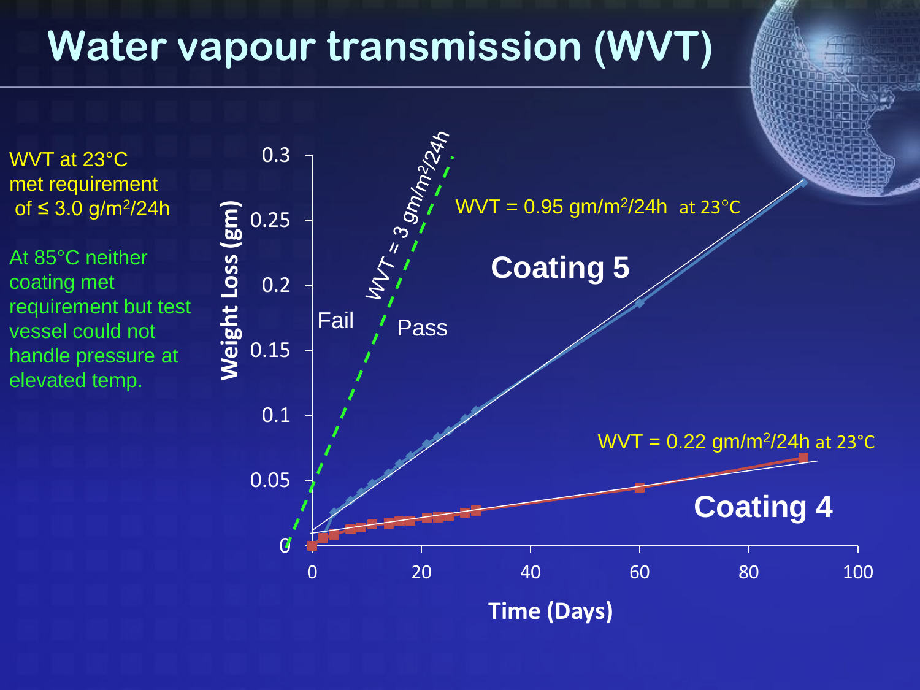# Water vapour transmission (WVT)

WVT at 23°C met requirement of ≤ 3.0 $g/m^2/24h$

At 85°C neither coating met requirement but test vessel could not handle pressure at elevated temp.

Weight Loss (gm)

0.3

0.25

0.2

0.15

0.1

0.05

0

Time (Days)

0 20 40 60 80 100

WVT = 3 $gm/m^2/24h$

Fail

Pass

WVT = 0.95 $gm/m^2/24h$ at 23°C

**Coating 5**

WVT = 0.22 $gm/m^2/24h$ at 23°C

**Coating 4**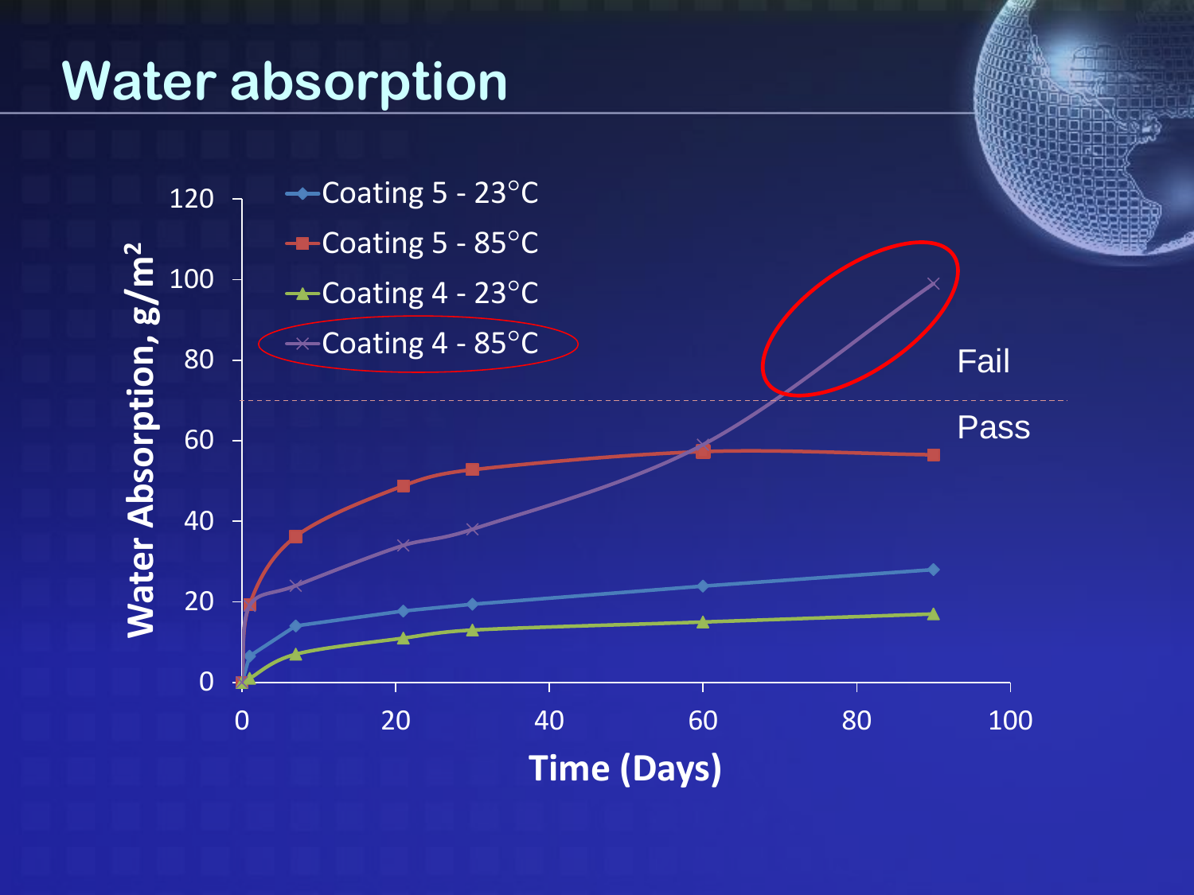# Water absorption

Water Absorption, $g/m^2$

- Coating 5 - 23°C
- Coating 5 - 85°C
- Coating 4 - 23°C
- Coating 4 - 85°C

Fail

Pass

Time (Days)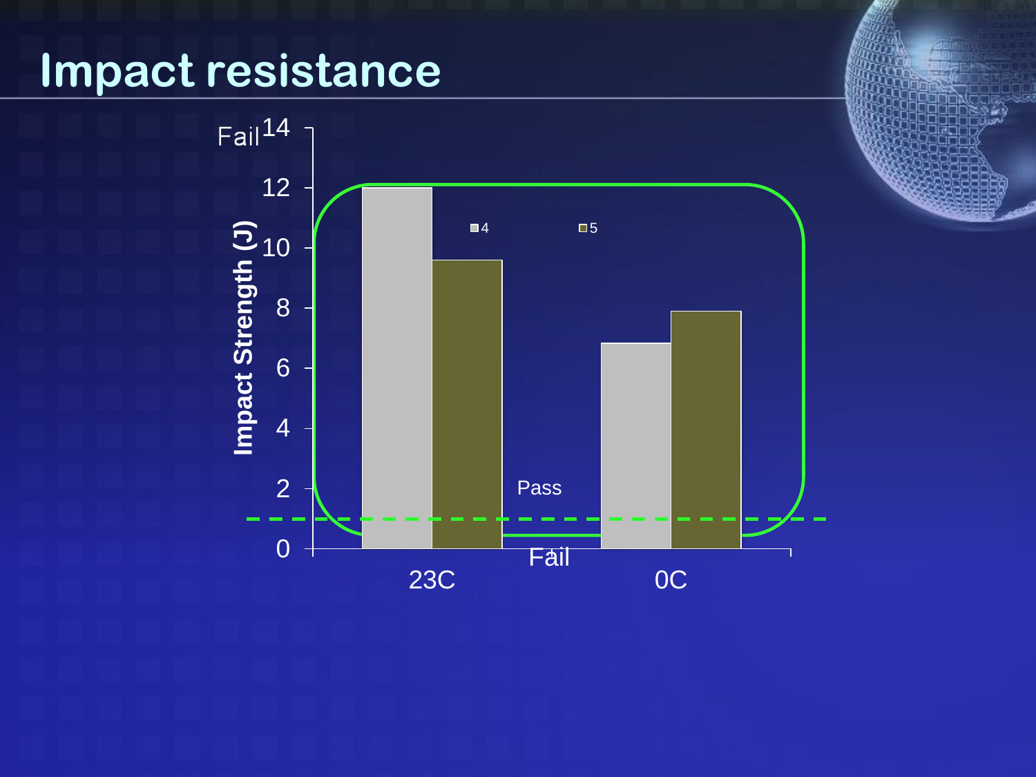# Impact resistance

| | 4 | 5 |
|---|---|---|
| 23C | 12 | 9.6 |
| 0C | 6.8 | 7.9 |

Impact Strength (J)

Fail

Pass

Fail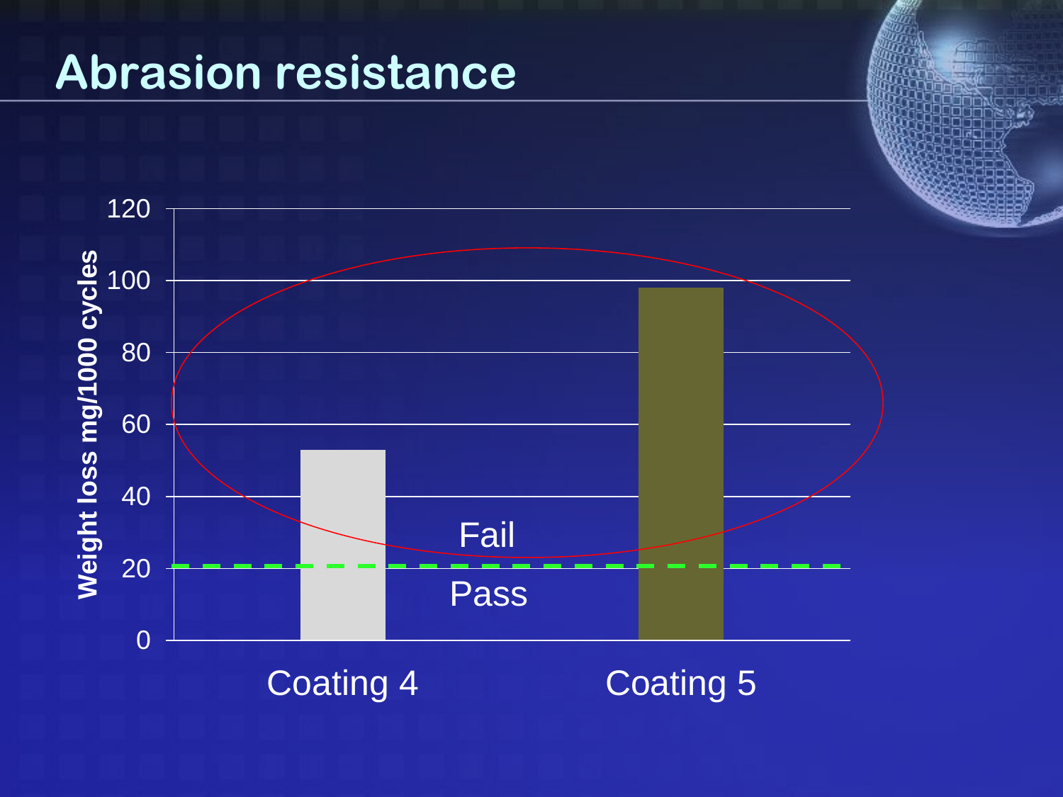# Abrasion resistance

Weight loss mg/1000 cycles

| | Coating 4 | Coating 5 |
|---|---|---|
| Weight loss (mg/1000 cycles) | ~53 | ~98 |

Fail

Pass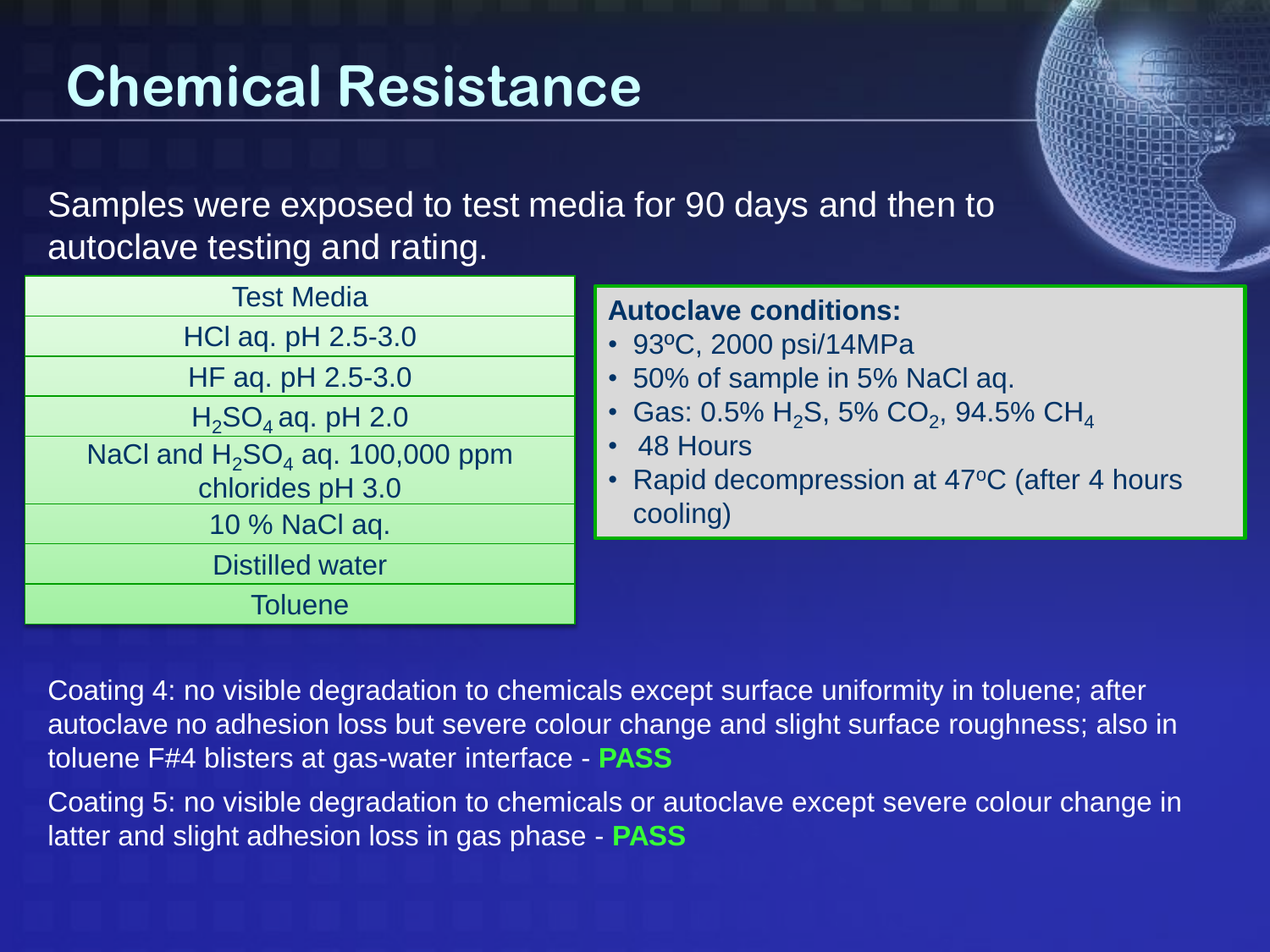# Chemical Resistance

Samples were exposed to test media for 90 days and then to autoclave testing and rating.

| Test Media |
| --- |
| HCl aq. pH 2.5-3.0 |
| HF aq. pH 2.5-3.0 |
| $H_2SO_4$ aq. pH 2.0 |
| NaCl and $H_2SO_4$ aq. 100,000 ppm chlorides pH 3.0 |
| 10 % NaCl aq. |
| Distilled water |
| Toluene |

**Autoclave conditions:**

- 93ºC, 2000 psi/14MPa
- 50% of sample in 5% NaCl aq.
- Gas: 0.5% $H_2S$, 5% $CO_2$, 94.5% $CH_4$
- 48 Hours
- Rapid decompression at 47ºC (after 4 hours cooling)

Coating 4: no visible degradation to chemicals except surface uniformity in toluene; after autoclave no adhesion loss but severe colour change and slight surface roughness; also in toluene F#4 blisters at gas-water interface - **PASS**

Coating 5: no visible degradation to chemicals or autoclave except severe colour change in latter and slight adhesion loss in gas phase - **PASS**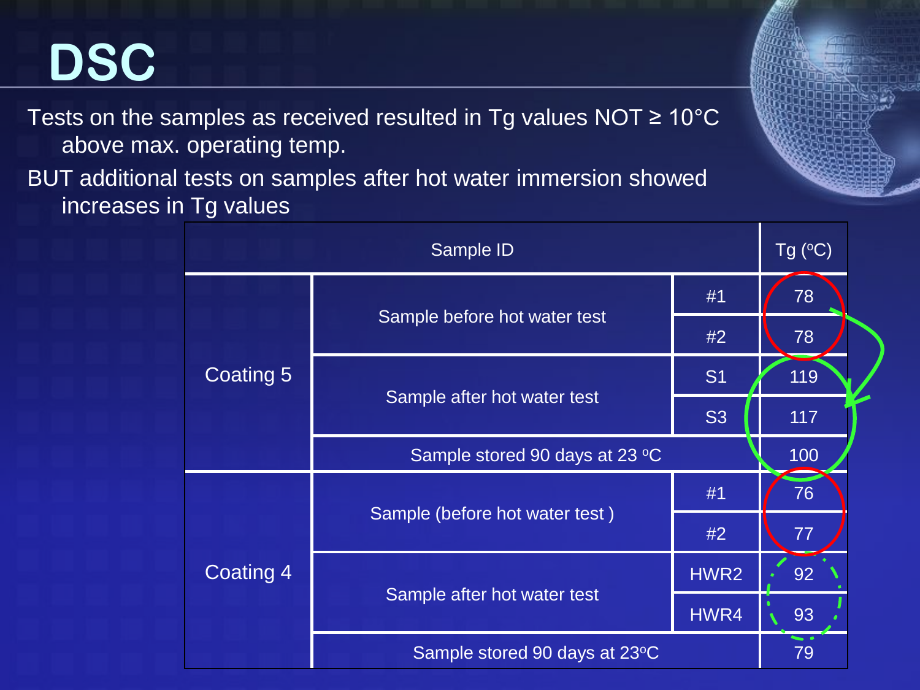# DSC

Tests on the samples as received resulted in Tg values NOT ≥ 10°C above max. operating temp.

BUT additional tests on samples after hot water immersion showed increases in Tg values

| Sample ID | | | Tg (°C) |
|---|---|---|---|
| Coating 5 | Sample before hot water test | #1 | 78 |
| | | #2 | 78 |
| | Sample after hot water test | S1 | 119 |
| | | S3 | 117 |
| | Sample stored 90 days at 23 °C | | 100 |
| Coating 4 | Sample (before hot water test ) | #1 | 76 |
| | | #2 | 77 |
| | Sample after hot water test | HWR2 | 92 |
| | | HWR4 | 93 |
| | Sample stored 90 days at 23°C | | 79 |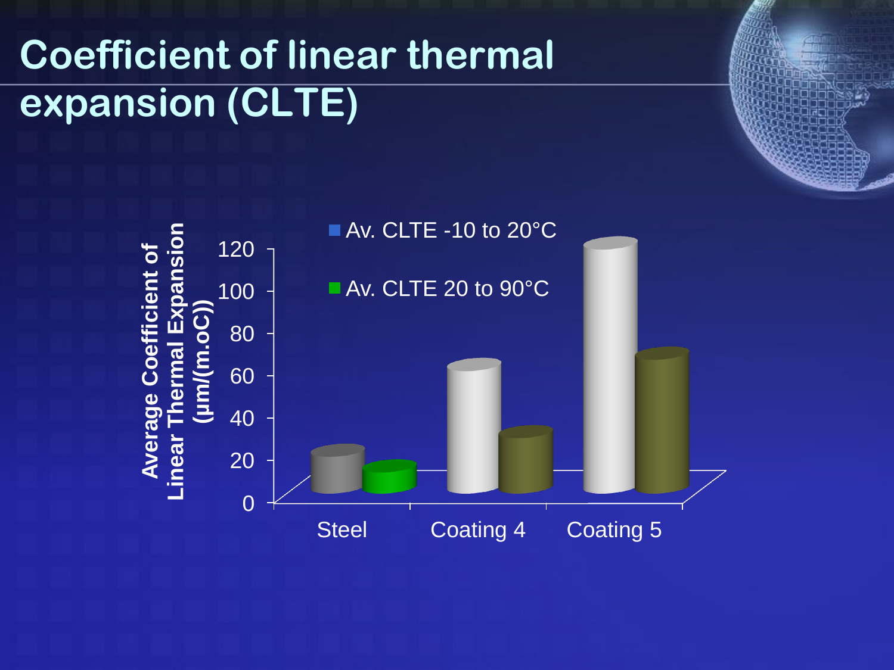# Coefficient of linear thermal expansion (CLTE)

Average Coefficient of Linear Thermal Expansion (µm/(m.oC))

- Av. CLTE -10 to 20°C
- Av. CLTE 20 to 90°C

| | Steel | Coating 4 | Coating 5 |
|---|---|---|---|
| Av. CLTE -10 to 20°C | ~19 | ~61 | ~118 |
| Av. CLTE 20 to 90°C | ~12 | ~29 | ~66 |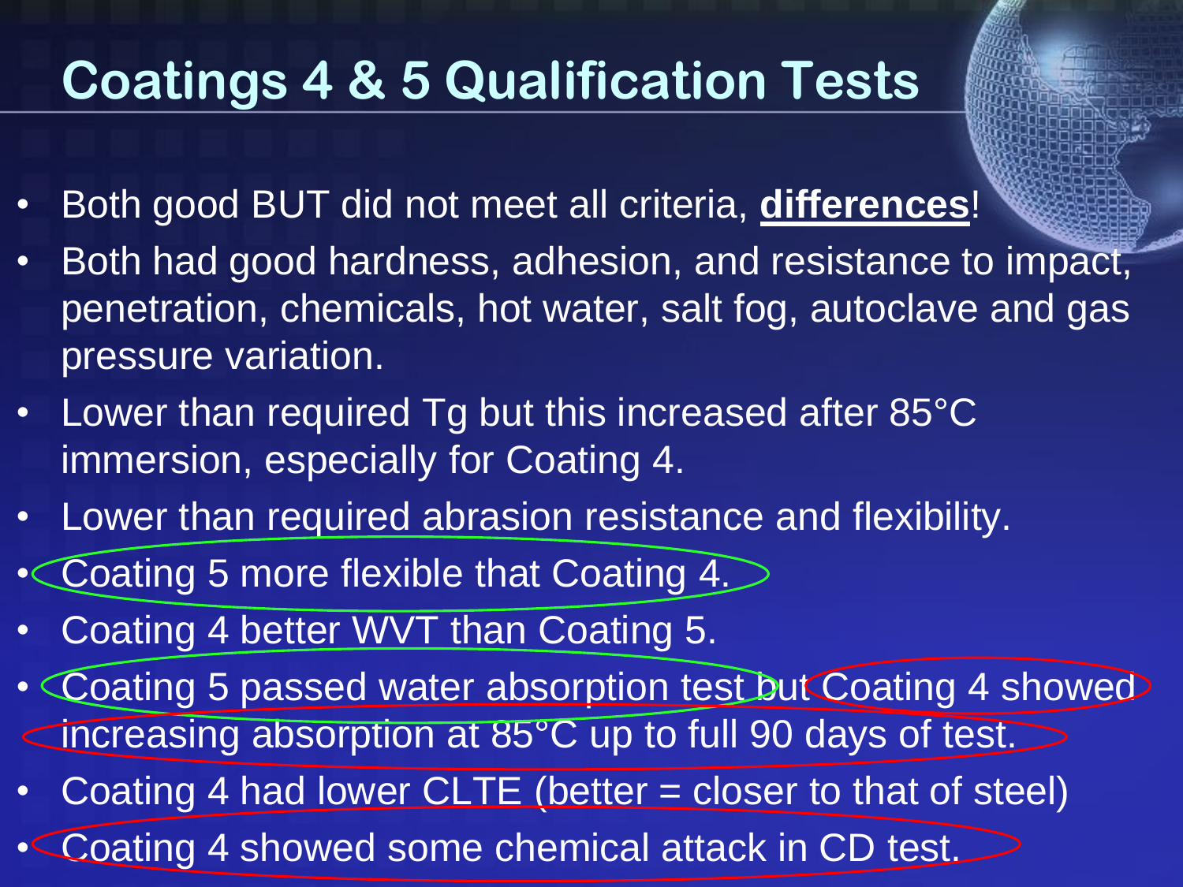# Coatings 4 & 5 Qualification Tests

- Both good BUT did not meet all criteria, **differences**!
- Both had good hardness, adhesion, and resistance to impact, penetration, chemicals, hot water, salt fog, autoclave and gas pressure variation.
- Lower than required Tg but this increased after 85°C immersion, especially for Coating 4.
- Lower than required abrasion resistance and flexibility.
- Coating 5 more flexible that Coating 4.
- Coating 4 better WVT than Coating 5.
- Coating 5 passed water absorption test but Coating 4 showed increasing absorption at 85°C up to full 90 days of test.
- Coating 4 had lower CLTE (better = closer to that of steel)
- Coating 4 showed some chemical attack in CD test.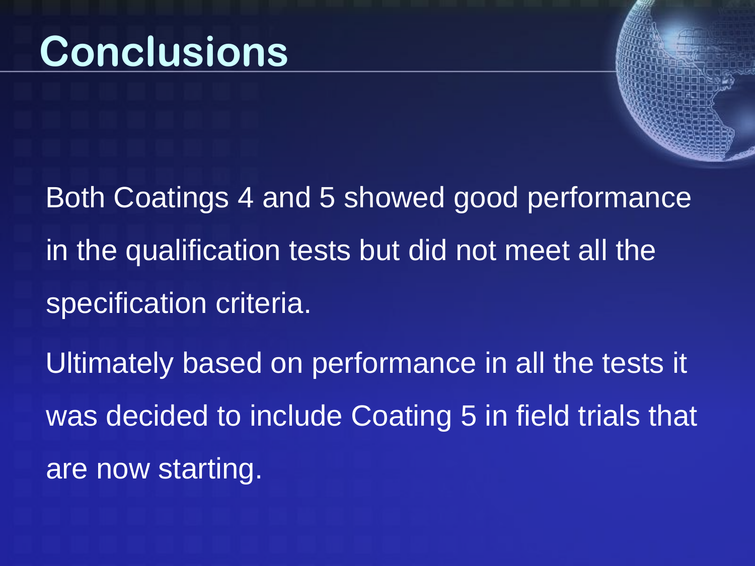# Conclusions

Both Coatings 4 and 5 showed good performance in the qualification tests but did not meet all the specification criteria.

Ultimately based on performance in all the tests it was decided to include Coating 5 in field trials that are now starting.